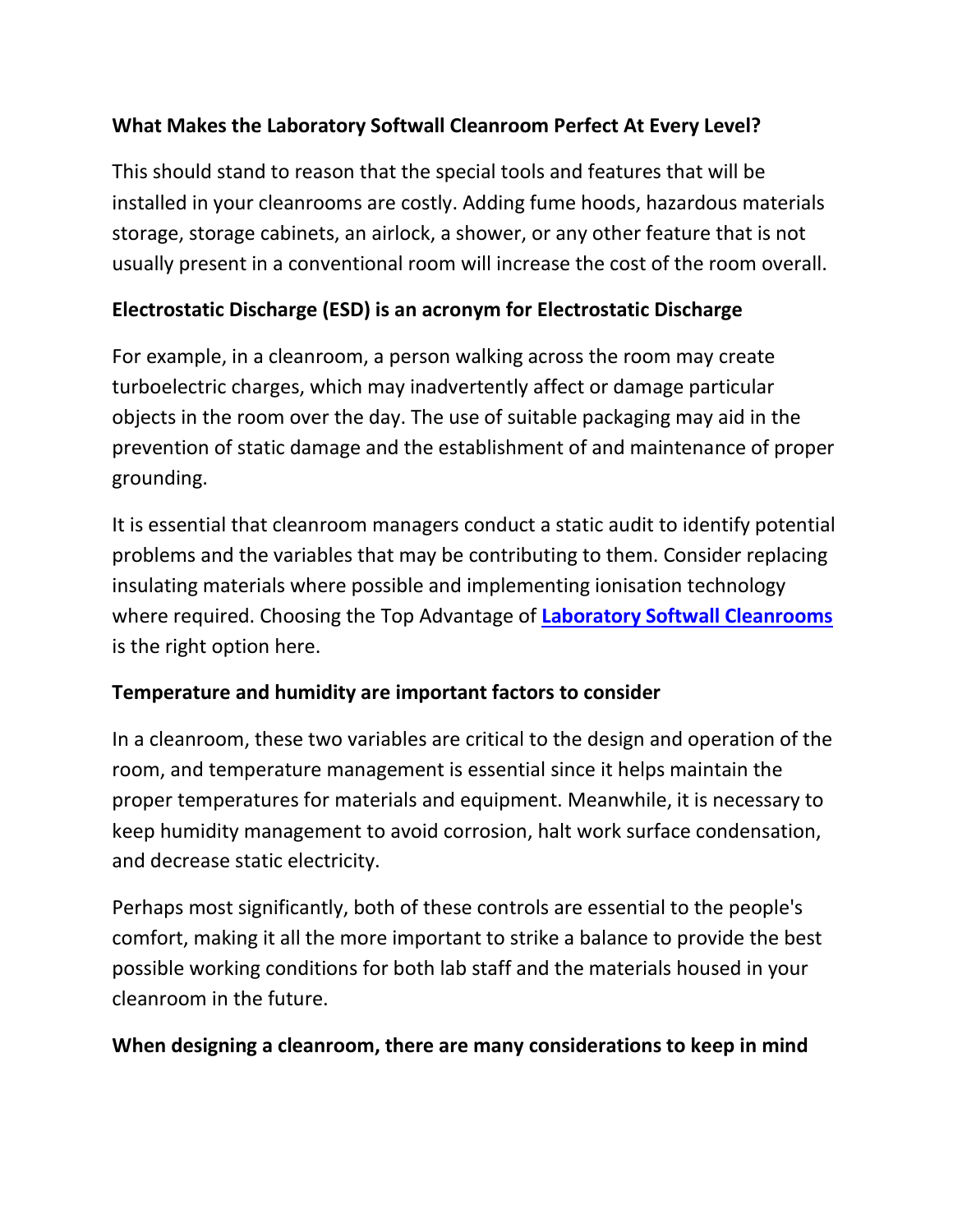## What Makes the Laboratory Softwall Cleanroom Perfect At Every Level?

This should stand to reason that the special tools and features that will be installed in your cleanrooms are costly. Adding fume hoods, hazardous materials storage, storage cabinets, an airlock, a shower, or any other feature that is not usually present in a conventional room will increase the cost of the room overall.

### Electrostatic Discharge (ESD) is an acronym for Electrostatic Discharge

For example, in a cleanroom, a person walking across the room may create turboelectric charges, which may inadvertently affect or damage particular objects in the room over the day. The use of suitable packaging may aid in the prevention of static damage and the establishment of and maintenance of proper grounding.

It is essential that cleanroom managers conduct a static audit to identify potential problems and the variables that may be contributing to them. Consider replacing insulating materials where possible and implementing ionisation technology where required. Choosing the Top Advantage of **Laboratory Softwall Cleanrooms** is the right option here.

### Temperature and humidity are important factors to consider

In a cleanroom, these two variables are critical to the design and operation of the room, and temperature management is essential since it helps maintain the proper temperatures for materials and equipment. Meanwhile, it is necessary to keep humidity management to avoid corrosion, halt work surface condensation, and decrease static electricity.

Perhaps most significantly, both of these controls are essential to the people's comfort, making it all the more important to strike a balance to provide the best possible working conditions for both lab staff and the materials housed in your cleanroom in the future.

### When designing a cleanroom, there are many considerations to keep in mind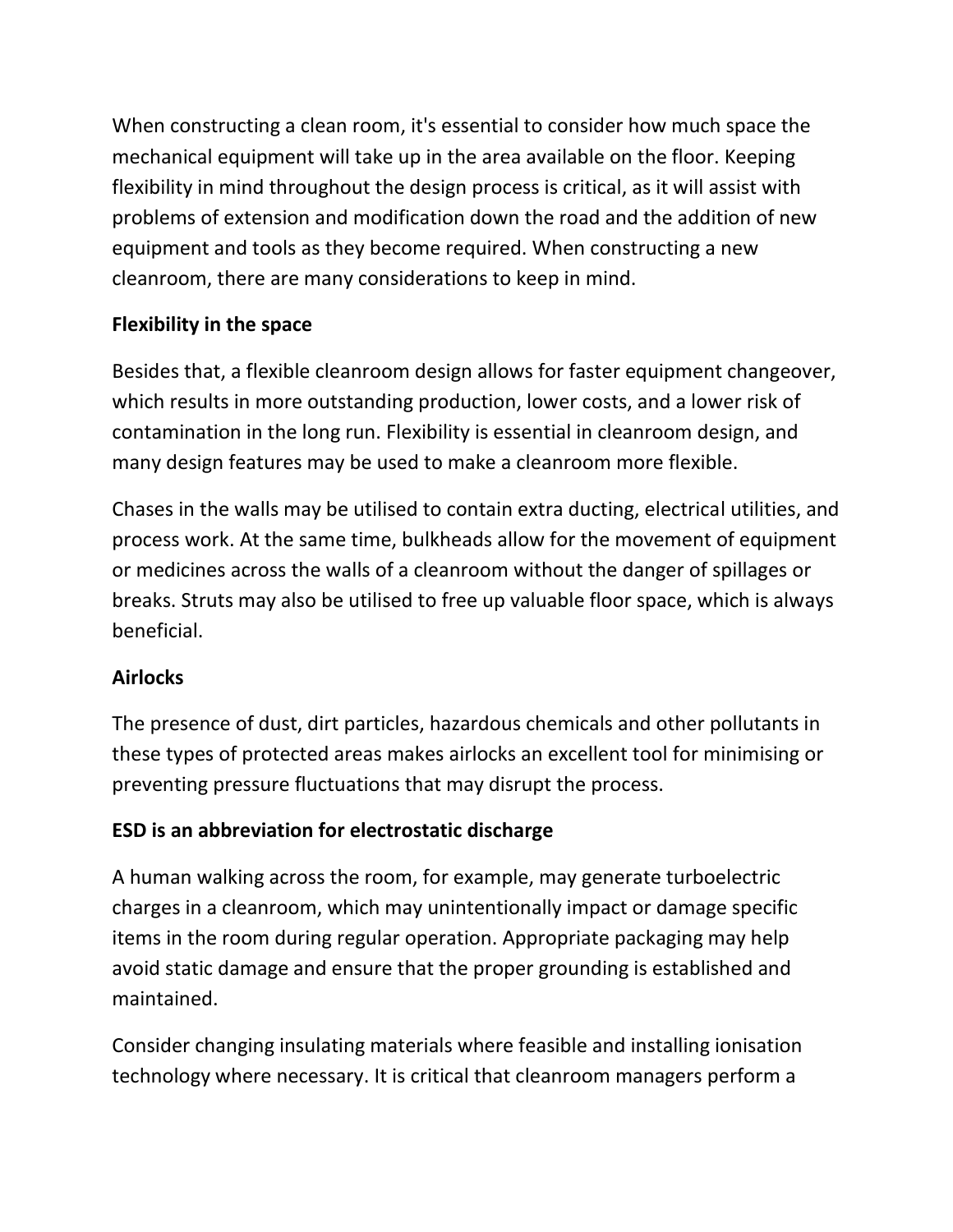When constructing a clean room, it's essential to consider how much space the mechanical equipment will take up in the area available on the floor. Keeping flexibility in mind throughout the design process is critical, as it will assist with problems of extension and modification down the road and the addition of new equipment and tools as they become required. When constructing a new cleanroom, there are many considerations to keep in mind.

**Flexibility in the space**

Besides that, a flexible cleanroom design allows for faster equipment changeover, which results in more outstanding production, lower costs, and a lower risk of contamination in the long run. Flexibility is essential in cleanroom design, and many design features may be used to make a cleanroom more flexible.

Chases in the walls may be utilised to contain extra ducting, electrical utilities, and process work. At the same time, bulkheads allow for the movement of equipment or medicines across the walls of a cleanroom without the danger of spillages or breaks. Struts may also be utilised to free up valuable floor space, which is always beneficial.

**Airlocks**

The presence of dust, dirt particles, hazardous chemicals and other pollutants in these types of protected areas makes airlocks an excellent tool for minimising or preventing pressure fluctuations that may disrupt the process.

**ESD is an abbreviation for electrostatic discharge**

A human walking across the room, for example, may generate turboelectric charges in a cleanroom, which may unintentionally impact or damage specific items in the room during regular operation. Appropriate packaging may help avoid static damage and ensure that the proper grounding is established and maintained.

Consider changing insulating materials where feasible and installing ionisation technology where necessary. It is critical that cleanroom managers perform a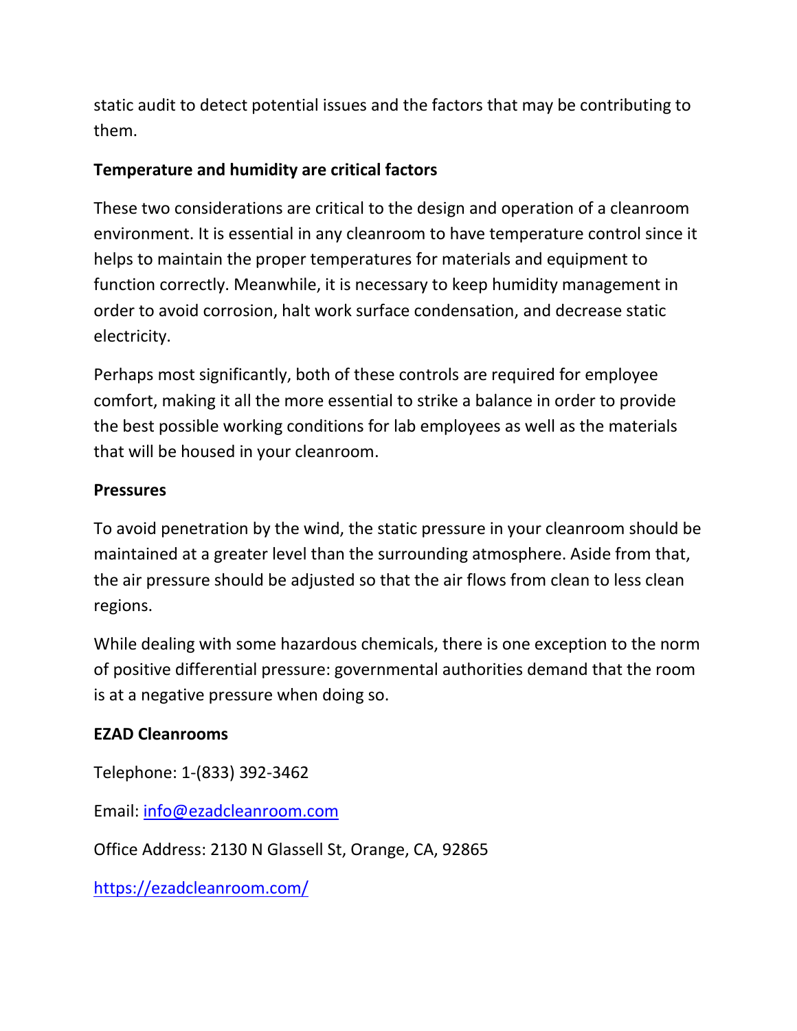static audit to detect potential issues and the factors that may be contributing to them.

**Temperature and humidity are critical factors**

These two considerations are critical to the design and operation of a cleanroom environment. It is essential in any cleanroom to have temperature control since it helps to maintain the proper temperatures for materials and equipment to function correctly. Meanwhile, it is necessary to keep humidity management in order to avoid corrosion, halt work surface condensation, and decrease static electricity.

Perhaps most significantly, both of these controls are required for employee comfort, making it all the more essential to strike a balance in order to provide the best possible working conditions for lab employees as well as the materials that will be housed in your cleanroom.

**Pressures**

To avoid penetration by the wind, the static pressure in your cleanroom should be maintained at a greater level than the surrounding atmosphere. Aside from that, the air pressure should be adjusted so that the air flows from clean to less clean regions.

While dealing with some hazardous chemicals, there is one exception to the norm of positive differential pressure: governmental authorities demand that the room is at a negative pressure when doing so.

**EZAD Cleanrooms**

Telephone: 1-(833) 392-3462

Email: info@ezadcleanroom.com

Office Address: 2130 N Glassell St, Orange, CA, 92865

https://ezadcleanroom.com/